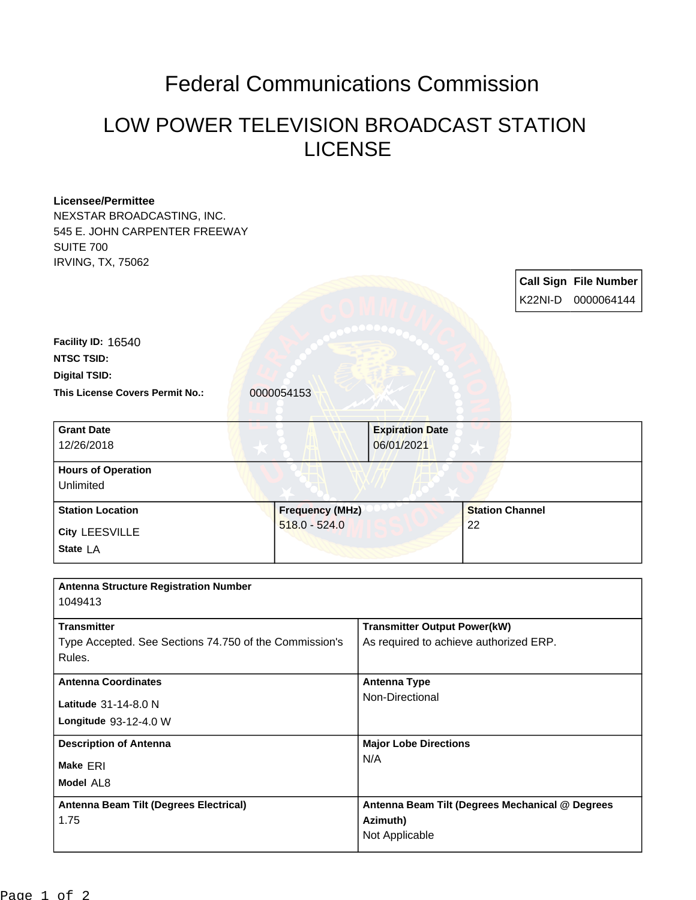# Federal Communications Commission

## LOW POWER TELEVISION BROADCAST STATION LICENSE

**Licensee/Permittee**
NEXSTAR BROADCASTING, INC.
545 E. JOHN CARPENTER FREEWAY
SUITE 700
IRVING, TX, 75062

| Call Sign | File Number |
|---|---|
| K22NI-D | 0000064144 |

**Facility ID:** 16540

**NTSC TSID:**

**Digital TSID:**

**This License Covers Permit No.:** 0000054153

| Grant Date | Expiration Date |
|---|---|
| 12/26/2018 | 06/01/2021 |

| Hours of Operation |
|---|
| Unlimited |

| Station Location | Frequency (MHz) | Station Channel |
|---|---|---|
| City LEESVILLE<br>State LA | 518.0 - 524.0 | 22 |

| Antenna Structure Registration Number | |
|---|---|
| 1049413 | |
| **Transmitter**<br>Type Accepted. See Sections 74.750 of the Commission's Rules. | **Transmitter Output Power(kW)**<br>As required to achieve authorized ERP. |
| **Antenna Coordinates**<br>Latitude 31-14-8.0 N<br>Longitude 93-12-4.0 W | **Antenna Type**<br>Non-Directional |
| **Description of Antenna**<br>Make ERI<br>Model AL8 | **Major Lobe Directions**<br>N/A |
| **Antenna Beam Tilt (Degrees Electrical)**<br>1.75 | **Antenna Beam Tilt (Degrees Mechanical @ Degrees Azimuth)**<br>Not Applicable |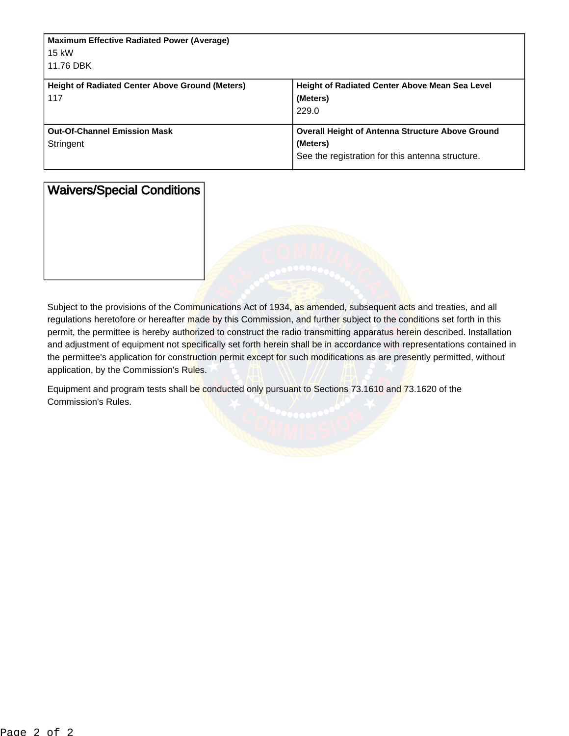| | |
|---|---|
| **Maximum Effective Radiated Power (Average)**<br>15 kW<br>11.76 DBK | |
| **Height of Radiated Center Above Ground (Meters)**<br>117 | **Height of Radiated Center Above Mean Sea Level (Meters)**<br>229.0 |
| **Out-Of-Channel Emission Mask**<br>Stringent | **Overall Height of Antenna Structure Above Ground (Meters)**<br>See the registration for this antenna structure. |

## Waivers/Special Conditions

Subject to the provisions of the Communications Act of 1934, as amended, subsequent acts and treaties, and all regulations heretofore or hereafter made by this Commission, and further subject to the conditions set forth in this permit, the permittee is hereby authorized to construct the radio transmitting apparatus herein described. Installation and adjustment of equipment not specifically set forth herein shall be in accordance with representations contained in the permittee's application for construction permit except for such modifications as are presently permitted, without application, by the Commission's Rules.

Equipment and program tests shall be conducted only pursuant to Sections 73.1610 and 73.1620 of the Commission's Rules.